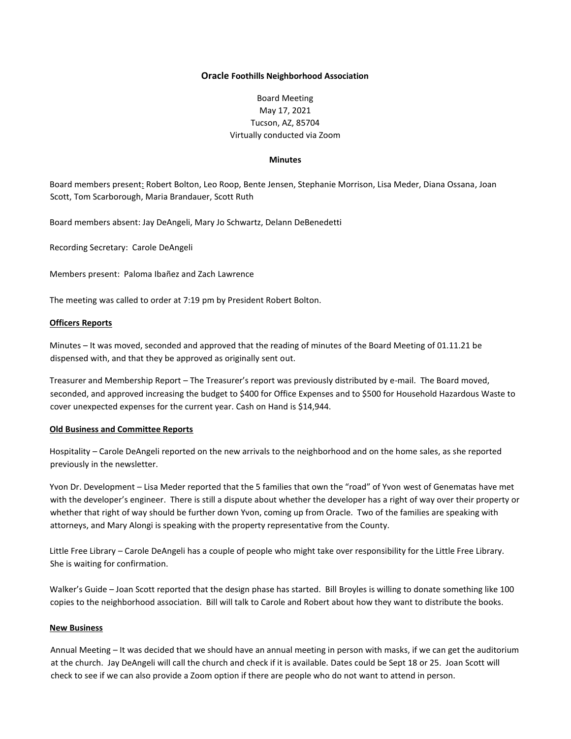**Oracle Foothills Neighborhood Association**

Board Meeting
May 17, 2021
Tucson, AZ, 85704
Virtually conducted via Zoom

**Minutes**

Board members present: Robert Bolton, Leo Roop, Bente Jensen, Stephanie Morrison, Lisa Meder, Diana Ossana, Joan Scott, Tom Scarborough, Maria Brandauer, Scott Ruth

Board members absent: Jay DeAngeli, Mary Jo Schwartz, Delann DeBenedetti

Recording Secretary: Carole DeAngeli

Members present: Paloma Ibañez and Zach Lawrence

The meeting was called to order at 7:19 pm by President Robert Bolton.

**Officers Reports**

Minutes – It was moved, seconded and approved that the reading of minutes of the Board Meeting of 01.11.21 be dispensed with, and that they be approved as originally sent out.

Treasurer and Membership Report – The Treasurer's report was previously distributed by e-mail. The Board moved, seconded, and approved increasing the budget to $400 for Office Expenses and to $500 for Household Hazardous Waste to cover unexpected expenses for the current year. Cash on Hand is $14,944.

**Old Business and Committee Reports**

Hospitality – Carole DeAngeli reported on the new arrivals to the neighborhood and on the home sales, as she reported previously in the newsletter.

Yvon Dr. Development – Lisa Meder reported that the 5 families that own the "road" of Yvon west of Genematas have met with the developer's engineer. There is still a dispute about whether the developer has a right of way over their property or whether that right of way should be further down Yvon, coming up from Oracle. Two of the families are speaking with attorneys, and Mary Alongi is speaking with the property representative from the County.

Little Free Library – Carole DeAngeli has a couple of people who might take over responsibility for the Little Free Library. She is waiting for confirmation.

Walker's Guide – Joan Scott reported that the design phase has started. Bill Broyles is willing to donate something like 100 copies to the neighborhood association. Bill will talk to Carole and Robert about how they want to distribute the books.

**New Business**

Annual Meeting – It was decided that we should have an annual meeting in person with masks, if we can get the auditorium at the church. Jay DeAngeli will call the church and check if it is available. Dates could be Sept 18 or 25. Joan Scott will check to see if we can also provide a Zoom option if there are people who do not want to attend in person.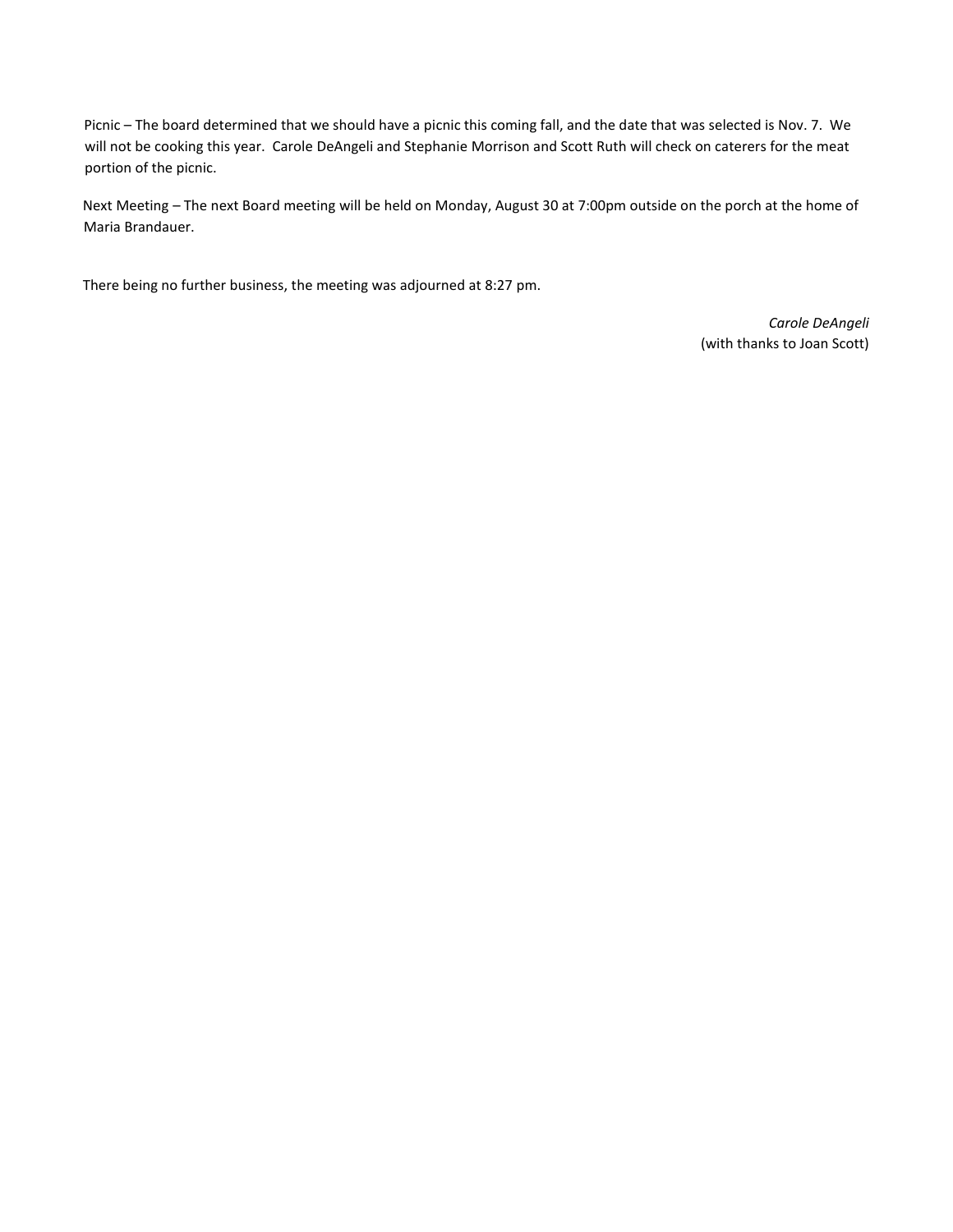Picnic – The board determined that we should have a picnic this coming fall, and the date that was selected is Nov. 7. We will not be cooking this year. Carole DeAngeli and Stephanie Morrison and Scott Ruth will check on caterers for the meat portion of the picnic.

Next Meeting – The next Board meeting will be held on Monday, August 30 at 7:00pm outside on the porch at the home of Maria Brandauer.

There being no further business, the meeting was adjourned at 8:27 pm.

*Carole DeAngeli*
(with thanks to Joan Scott)